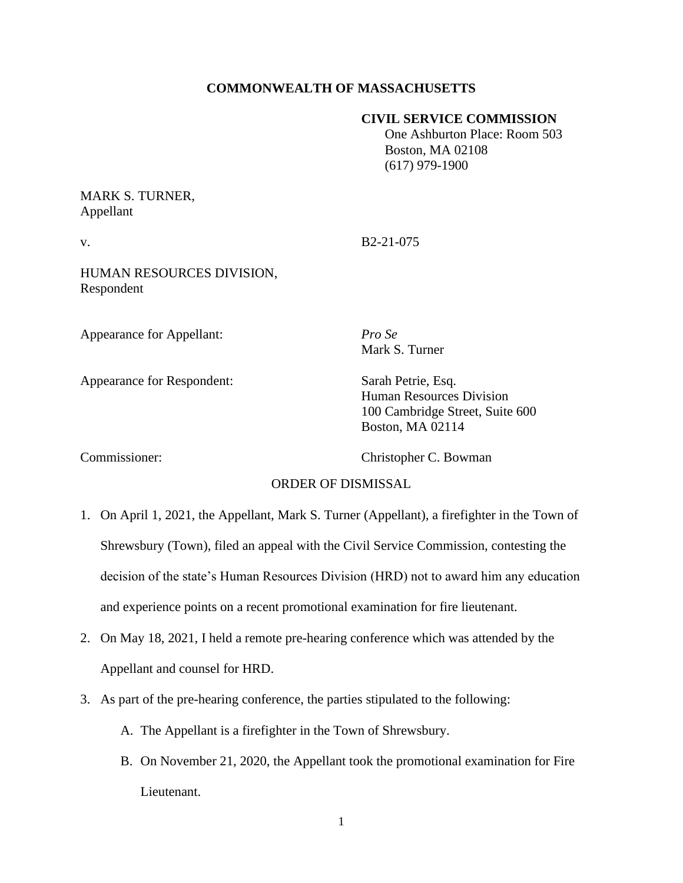**COMMONWEALTH OF MASSACHUSETTS**

**CIVIL SERVICE COMMISSION**
One Ashburton Place: Room 503
Boston, MA 02108
(617) 979-1900

MARK S. TURNER,
Appellant

v. B2-21-075

HUMAN RESOURCES DIVISION,
Respondent

Appearance for Appellant: *Pro Se*
Mark S. Turner

Appearance for Respondent: Sarah Petrie, Esq.
Human Resources Division
100 Cambridge Street, Suite 600
Boston, MA 02114

Commissioner: Christopher C. Bowman

ORDER OF DISMISSAL

1. On April 1, 2021, the Appellant, Mark S. Turner (Appellant), a firefighter in the Town of Shrewsbury (Town), filed an appeal with the Civil Service Commission, contesting the decision of the state's Human Resources Division (HRD) not to award him any education and experience points on a recent promotional examination for fire lieutenant.
2. On May 18, 2021, I held a remote pre-hearing conference which was attended by the Appellant and counsel for HRD.
3. As part of the pre-hearing conference, the parties stipulated to the following:
   A. The Appellant is a firefighter in the Town of Shrewsbury.
   B. On November 21, 2020, the Appellant took the promotional examination for Fire Lieutenant.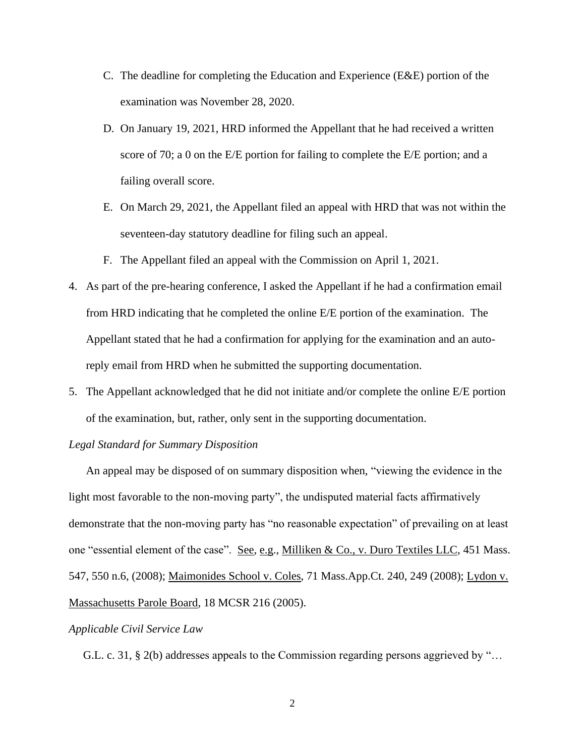C. The deadline for completing the Education and Experience (E&E) portion of the examination was November 28, 2020.

D. On January 19, 2021, HRD informed the Appellant that he had received a written score of 70; a 0 on the E/E portion for failing to complete the E/E portion; and a failing overall score.

E. On March 29, 2021, the Appellant filed an appeal with HRD that was not within the seventeen-day statutory deadline for filing such an appeal.

F. The Appellant filed an appeal with the Commission on April 1, 2021.

4. As part of the pre-hearing conference, I asked the Appellant if he had a confirmation email from HRD indicating that he completed the online E/E portion of the examination. The Appellant stated that he had a confirmation for applying for the examination and an auto-reply email from HRD when he submitted the supporting documentation.

5. The Appellant acknowledged that he did not initiate and/or complete the online E/E portion of the examination, but, rather, only sent in the supporting documentation.

*Legal Standard for Summary Disposition*

An appeal may be disposed of on summary disposition when, "viewing the evidence in the light most favorable to the non-moving party", the undisputed material facts affirmatively demonstrate that the non-moving party has "no reasonable expectation" of prevailing on at least one "essential element of the case". See, e.g., Milliken & Co., v. Duro Textiles LLC, 451 Mass. 547, 550 n.6, (2008); Maimonides School v. Coles, 71 Mass.App.Ct. 240, 249 (2008); Lydon v. Massachusetts Parole Board, 18 MCSR 216 (2005).

*Applicable Civil Service Law*

G.L. c. 31, § 2(b) addresses appeals to the Commission regarding persons aggrieved by "…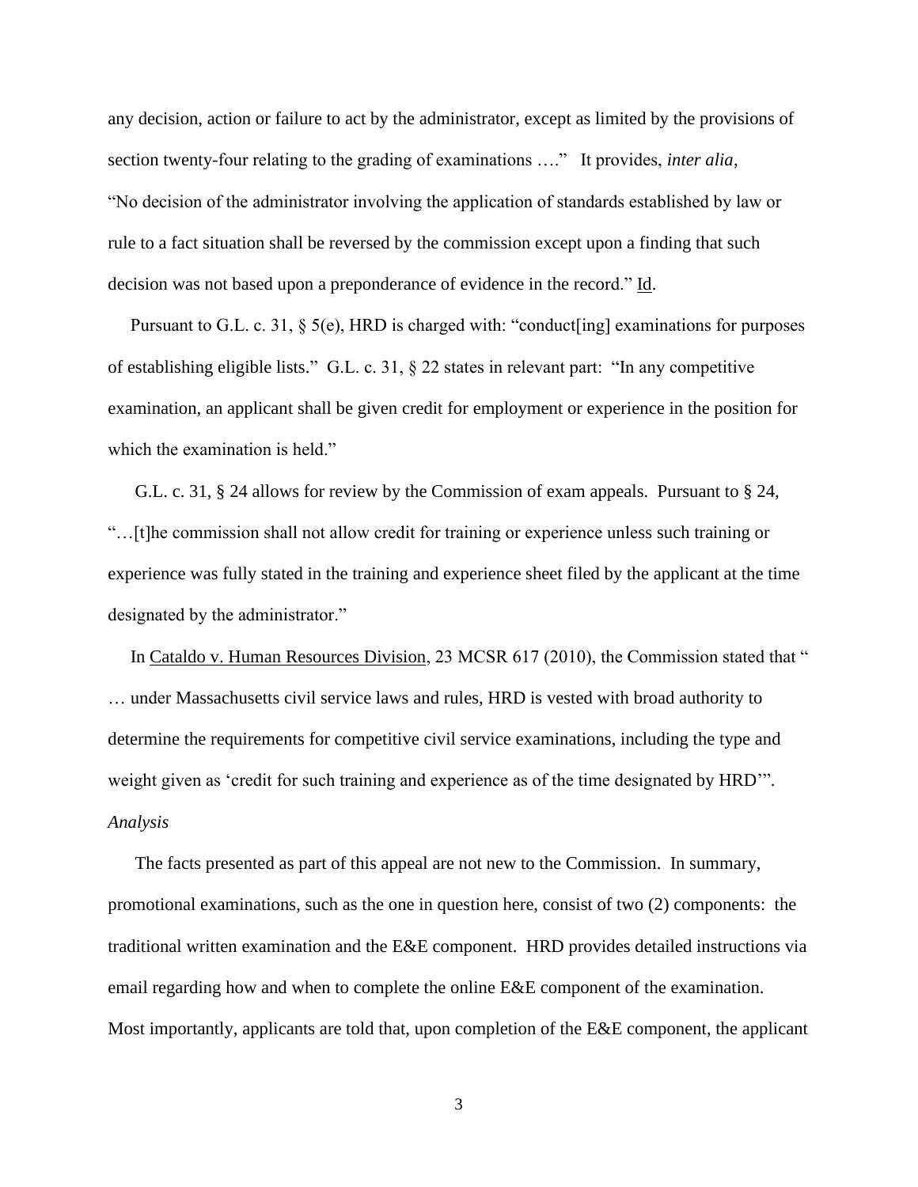any decision, action or failure to act by the administrator, except as limited by the provisions of section twenty-four relating to the grading of examinations …." It provides, *inter alia*, "No decision of the administrator involving the application of standards established by law or rule to a fact situation shall be reversed by the commission except upon a finding that such decision was not based upon a preponderance of evidence in the record." Id.

Pursuant to G.L. c. 31, § 5(e), HRD is charged with: "conduct[ing] examinations for purposes of establishing eligible lists." G.L. c. 31, § 22 states in relevant part: "In any competitive examination, an applicant shall be given credit for employment or experience in the position for which the examination is held."

G.L. c. 31, § 24 allows for review by the Commission of exam appeals. Pursuant to § 24, "…[t]he commission shall not allow credit for training or experience unless such training or experience was fully stated in the training and experience sheet filed by the applicant at the time designated by the administrator."

In Cataldo v. Human Resources Division, 23 MCSR 617 (2010), the Commission stated that " … under Massachusetts civil service laws and rules, HRD is vested with broad authority to determine the requirements for competitive civil service examinations, including the type and weight given as 'credit for such training and experience as of the time designated by HRD'".

*Analysis*

The facts presented as part of this appeal are not new to the Commission. In summary, promotional examinations, such as the one in question here, consist of two (2) components: the traditional written examination and the E&E component. HRD provides detailed instructions via email regarding how and when to complete the online E&E component of the examination. Most importantly, applicants are told that, upon completion of the E&E component, the applicant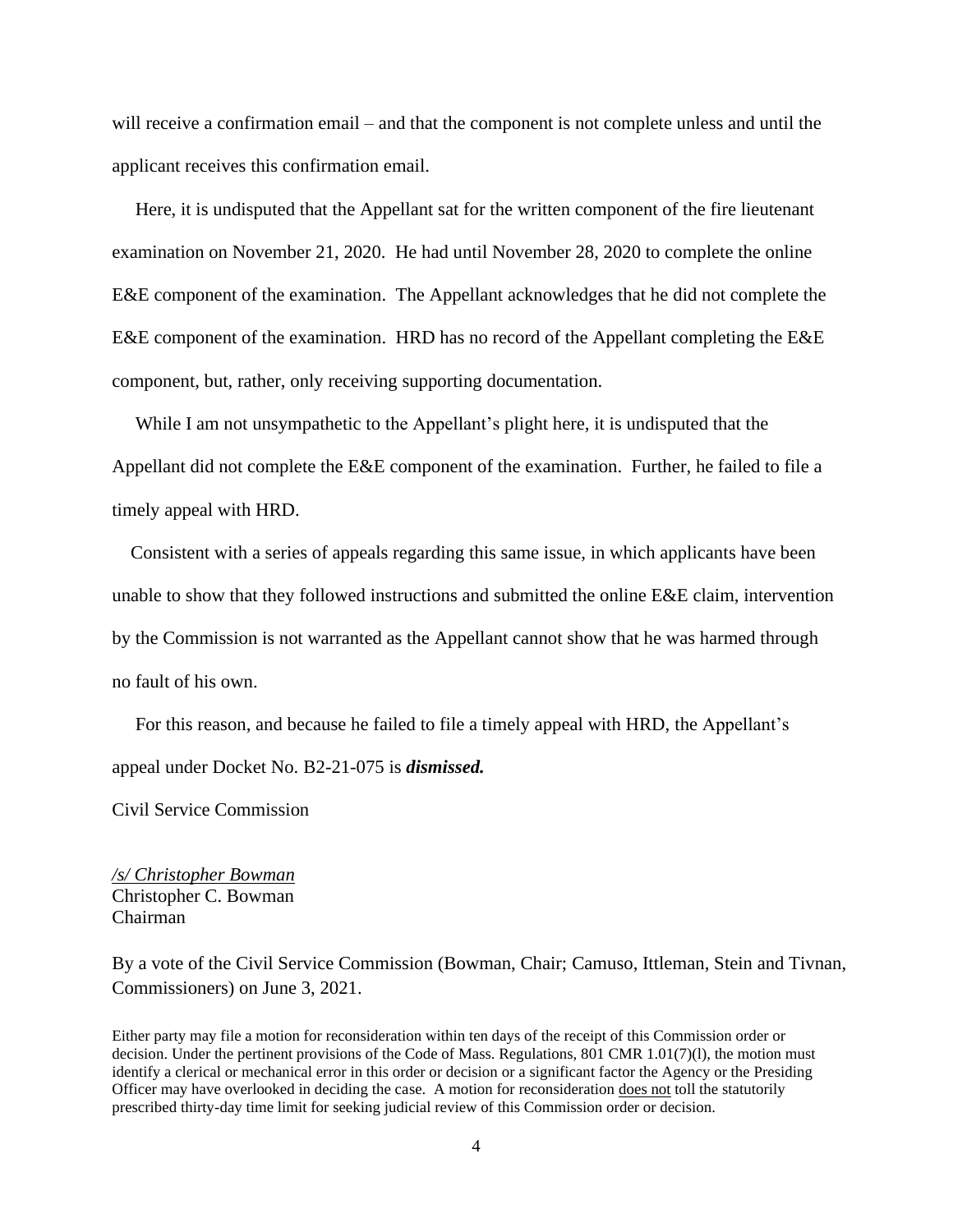will receive a confirmation email – and that the component is not complete unless and until the applicant receives this confirmation email.

Here, it is undisputed that the Appellant sat for the written component of the fire lieutenant examination on November 21, 2020. He had until November 28, 2020 to complete the online E&E component of the examination. The Appellant acknowledges that he did not complete the E&E component of the examination. HRD has no record of the Appellant completing the E&E component, but, rather, only receiving supporting documentation.

While I am not unsympathetic to the Appellant's plight here, it is undisputed that the Appellant did not complete the E&E component of the examination. Further, he failed to file a timely appeal with HRD.

Consistent with a series of appeals regarding this same issue, in which applicants have been unable to show that they followed instructions and submitted the online E&E claim, intervention by the Commission is not warranted as the Appellant cannot show that he was harmed through no fault of his own.

For this reason, and because he failed to file a timely appeal with HRD, the Appellant's appeal under Docket No. B2-21-075 is ***dismissed.***

Civil Service Commission

*/s/ Christopher Bowman*
Christopher C. Bowman
Chairman

By a vote of the Civil Service Commission (Bowman, Chair; Camuso, Ittleman, Stein and Tivnan, Commissioners) on June 3, 2021.

Either party may file a motion for reconsideration within ten days of the receipt of this Commission order or decision. Under the pertinent provisions of the Code of Mass. Regulations, 801 CMR 1.01(7)(l), the motion must identify a clerical or mechanical error in this order or decision or a significant factor the Agency or the Presiding Officer may have overlooked in deciding the case. A motion for reconsideration does not toll the statutorily prescribed thirty-day time limit for seeking judicial review of this Commission order or decision.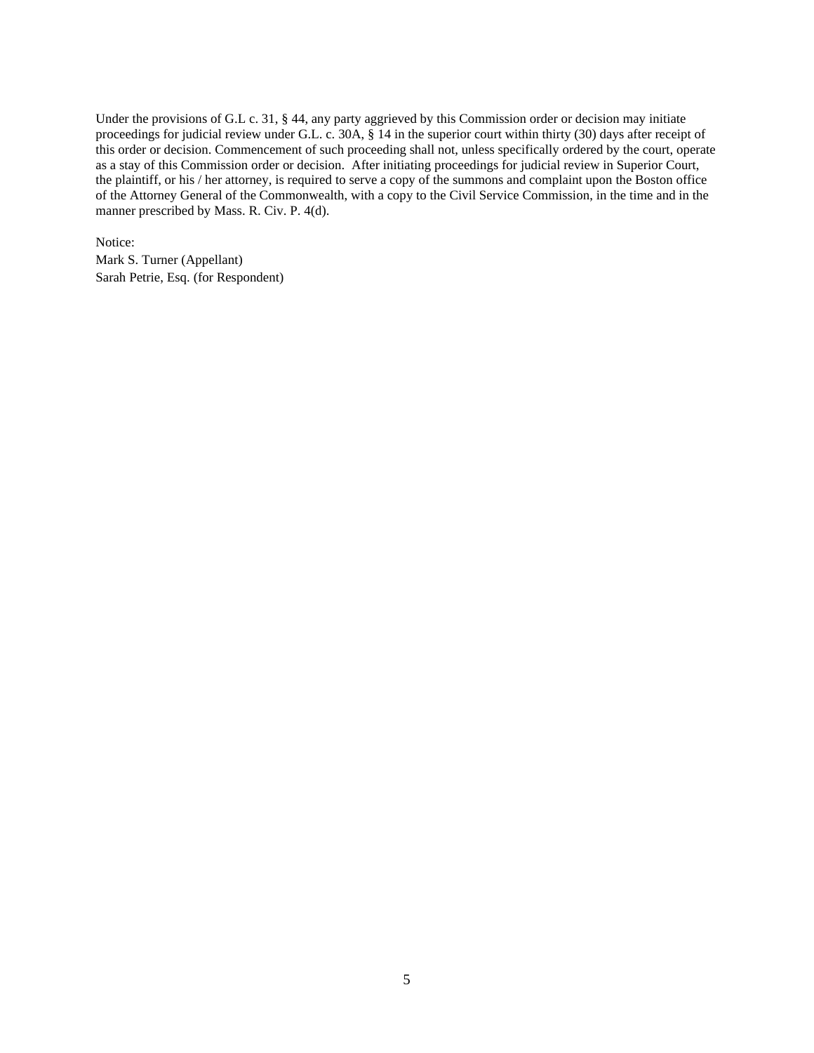Under the provisions of G.L c. 31, § 44, any party aggrieved by this Commission order or decision may initiate proceedings for judicial review under G.L. c. 30A, § 14 in the superior court within thirty (30) days after receipt of this order or decision. Commencement of such proceeding shall not, unless specifically ordered by the court, operate as a stay of this Commission order or decision. After initiating proceedings for judicial review in Superior Court, the plaintiff, or his / her attorney, is required to serve a copy of the summons and complaint upon the Boston office of the Attorney General of the Commonwealth, with a copy to the Civil Service Commission, in the time and in the manner prescribed by Mass. R. Civ. P. 4(d).

Notice:  
Mark S. Turner (Appellant)  
Sarah Petrie, Esq. (for Respondent)